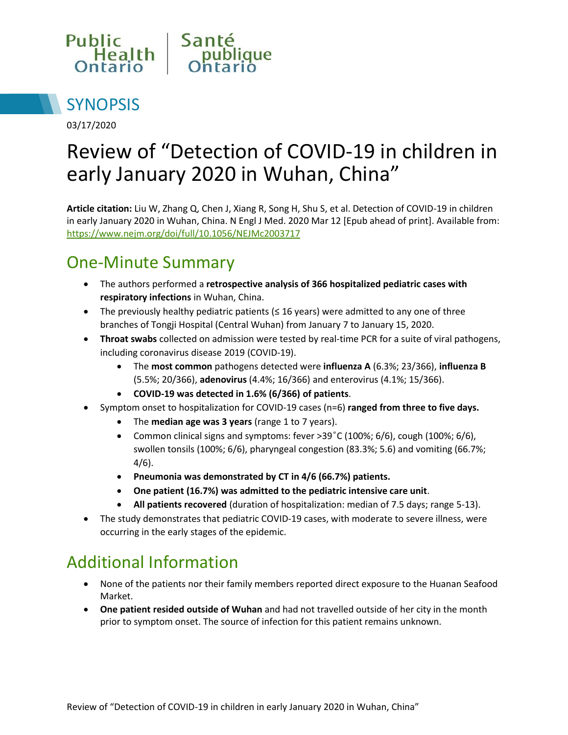Public Health Ontario | Santé publique Ontario

# SYNOPSIS

03/17/2020

# Review of “Detection of COVID-19 in children in early January 2020 in Wuhan, China”

**Article citation:** Liu W, Zhang Q, Chen J, Xiang R, Song H, Shu S, et al. Detection of COVID-19 in children in early January 2020 in Wuhan, China. N Engl J Med. 2020 Mar 12 [Epub ahead of print]. Available from: https://www.nejm.org/doi/full/10.1056/NEJMc2003717

## One-Minute Summary

- The authors performed a **retrospective analysis of 366 hospitalized pediatric cases with respiratory infections** in Wuhan, China.
- The previously healthy pediatric patients (≤ 16 years) were admitted to any one of three branches of Tongji Hospital (Central Wuhan) from January 7 to January 15, 2020.
- **Throat swabs** collected on admission were tested by real-time PCR for a suite of viral pathogens, including coronavirus disease 2019 (COVID-19).
    - The **most common** pathogens detected were **influenza A** (6.3%; 23/366), **influenza B** (5.5%; 20/366), **adenovirus** (4.4%; 16/366) and enterovirus (4.1%; 15/366).
    - **COVID-19 was detected in 1.6% (6/366) of patients**.
- Symptom onset to hospitalization for COVID-19 cases (n=6) **ranged from three to five days.**
    - The **median age was 3 years** (range 1 to 7 years).
    - Common clinical signs and symptoms: fever >39˚C (100%; 6/6), cough (100%; 6/6), swollen tonsils (100%; 6/6), pharyngeal congestion (83.3%; 5.6) and vomiting (66.7%; 4/6).
    - **Pneumonia was demonstrated by CT in 4/6 (66.7%) patients.**
    - **One patient (16.7%) was admitted to the pediatric intensive care unit**.
    - **All patients recovered** (duration of hospitalization: median of 7.5 days; range 5-13).
- The study demonstrates that pediatric COVID-19 cases, with moderate to severe illness, were occurring in the early stages of the epidemic.

## Additional Information

- None of the patients nor their family members reported direct exposure to the Huanan Seafood Market.
- **One patient resided outside of Wuhan** and had not travelled outside of her city in the month prior to symptom onset. The source of infection for this patient remains unknown.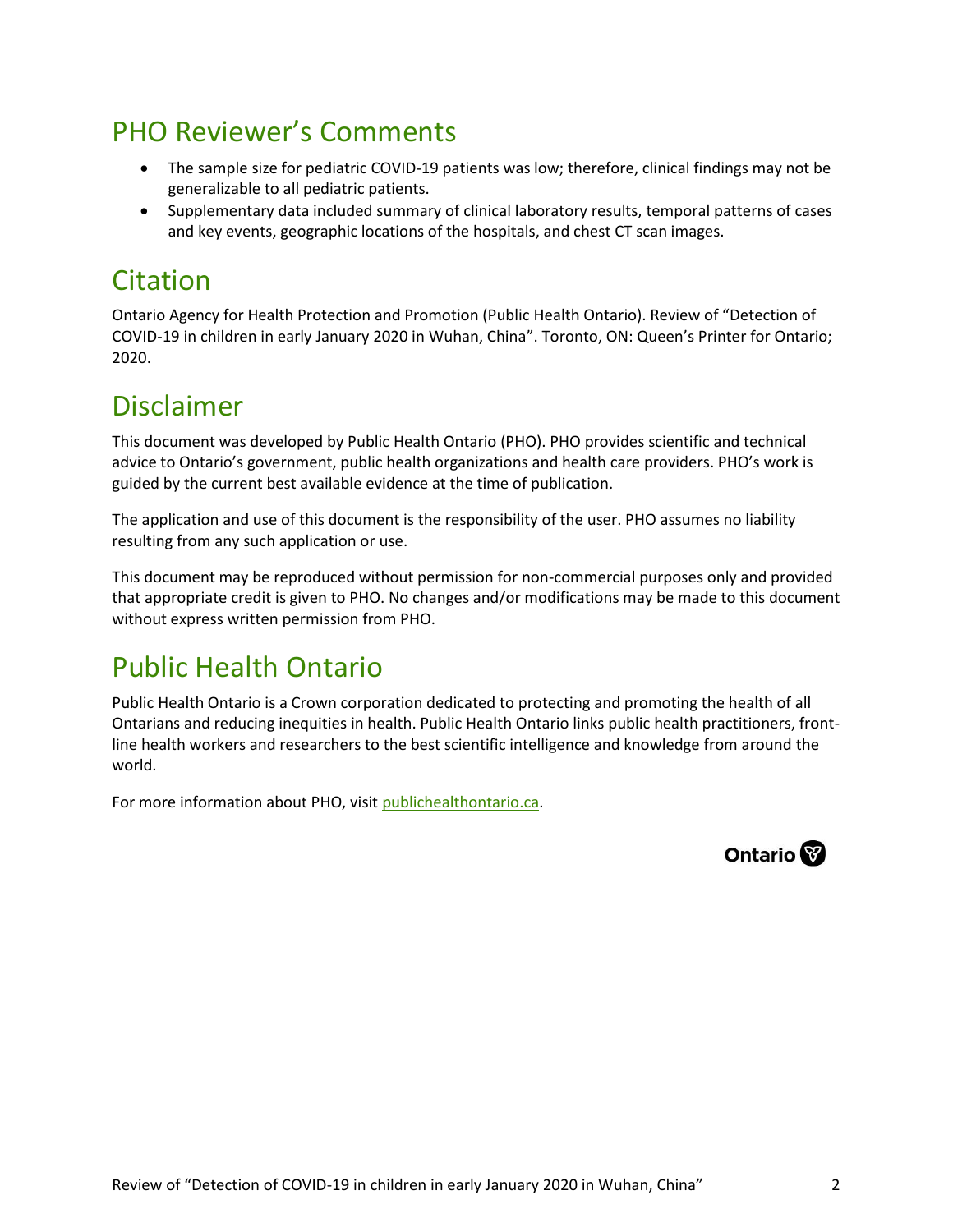## PHO Reviewer's Comments

- The sample size for pediatric COVID-19 patients was low; therefore, clinical findings may not be generalizable to all pediatric patients.
- Supplementary data included summary of clinical laboratory results, temporal patterns of cases and key events, geographic locations of the hospitals, and chest CT scan images.

## Citation

Ontario Agency for Health Protection and Promotion (Public Health Ontario). Review of "Detection of COVID-19 in children in early January 2020 in Wuhan, China". Toronto, ON: Queen's Printer for Ontario; 2020.

## Disclaimer

This document was developed by Public Health Ontario (PHO). PHO provides scientific and technical advice to Ontario's government, public health organizations and health care providers. PHO's work is guided by the current best available evidence at the time of publication.

The application and use of this document is the responsibility of the user. PHO assumes no liability resulting from any such application or use.

This document may be reproduced without permission for non-commercial purposes only and provided that appropriate credit is given to PHO. No changes and/or modifications may be made to this document without express written permission from PHO.

## Public Health Ontario

Public Health Ontario is a Crown corporation dedicated to protecting and promoting the health of all Ontarians and reducing inequities in health. Public Health Ontario links public health practitioners, front-line health workers and researchers to the best scientific intelligence and knowledge from around the world.

For more information about PHO, visit publichealthontario.ca.

Ontario